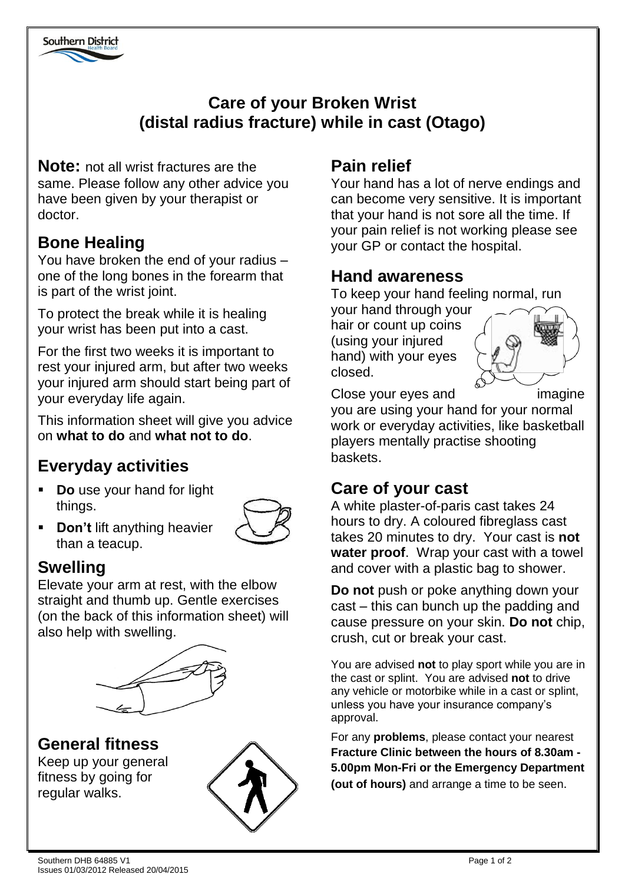# Care of your Broken Wrist (distal radius fracture) while in cast (Otago)

**Note:** not all wrist fractures are the same. Please follow any other advice you have been given by your therapist or doctor.

## Bone Healing

You have broken the end of your radius – one of the long bones in the forearm that is part of the wrist joint.

To protect the break while it is healing your wrist has been put into a cast.

For the first two weeks it is important to rest your injured arm, but after two weeks your injured arm should start being part of your everyday life again.

This information sheet will give you advice on **what to do** and **what not to do**.

## Everyday activities

- **Do** use your hand for light things.
- **Don't** lift anything heavier than a teacup.

## Swelling

Elevate your arm at rest, with the elbow straight and thumb up. Gentle exercises (on the back of this information sheet) will also help with swelling.

## General fitness

Keep up your general fitness by going for regular walks.

## Pain relief

Your hand has a lot of nerve endings and can become very sensitive. It is important that your hand is not sore all the time. If your pain relief is not working please see your GP or contact the hospital.

## Hand awareness

To keep your hand feeling normal, run your hand through your hair or count up coins (using your injured hand) with your eyes closed.

Close your eyes and imagine you are using your hand for your normal work or everyday activities, like basketball players mentally practise shooting baskets.

## Care of your cast

A white plaster-of-paris cast takes 24 hours to dry. A coloured fibreglass cast takes 20 minutes to dry. Your cast is **not water proof**. Wrap your cast with a towel and cover with a plastic bag to shower.

**Do not** push or poke anything down your cast – this can bunch up the padding and cause pressure on your skin. **Do not** chip, crush, cut or break your cast.

You are advised **not** to play sport while you are in the cast or splint. You are advised **not** to drive any vehicle or motorbike while in a cast or splint, unless you have your insurance company's approval.

For any **problems**, please contact your nearest **Fracture Clinic between the hours of 8.30am - 5.00pm Mon-Fri or the Emergency Department (out of hours)** and arrange a time to be seen.

Southern DHB 64885 V1
Issues 01/03/2012 Released 20/04/2015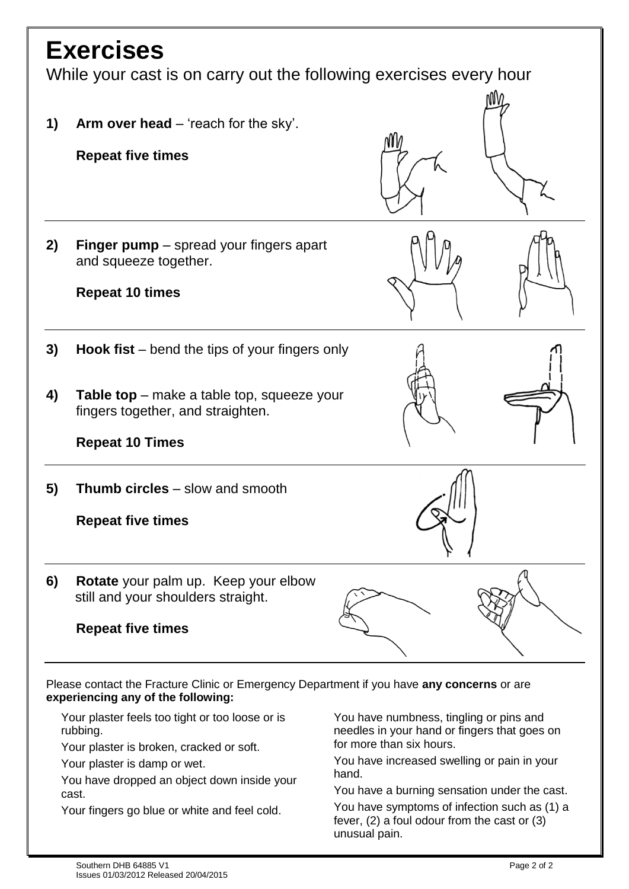# Exercises

While your cast is on carry out the following exercises every hour

1) **Arm over head** – 'reach for the sky'.

   **Repeat five times**

2) **Finger pump** – spread your fingers apart and squeeze together.

   **Repeat 10 times**

3) **Hook fist** – bend the tips of your fingers only

4) **Table top** – make a table top, squeeze your fingers together, and straighten.

   **Repeat 10 Times**

5) **Thumb circles** – slow and smooth

   **Repeat five times**

6) **Rotate** your palm up. Keep your elbow still and your shoulders straight.

   **Repeat five times**

Please contact the Fracture Clinic or Emergency Department if you have **any concerns** or are **experiencing any of the following:**

- Your plaster feels too tight or too loose or is rubbing.
- Your plaster is broken, cracked or soft.
- Your plaster is damp or wet.
- You have dropped an object down inside your cast.
- Your fingers go blue or white and feel cold.
- You have numbness, tingling or pins and needles in your hand or fingers that goes on for more than six hours.
- You have increased swelling or pain in your hand.
- You have a burning sensation under the cast.
- You have symptoms of infection such as (1) a fever, (2) a foul odour from the cast or (3) unusual pain.

Southern DHB 64885 V1
Issues 01/03/2012 Released 20/04/2015